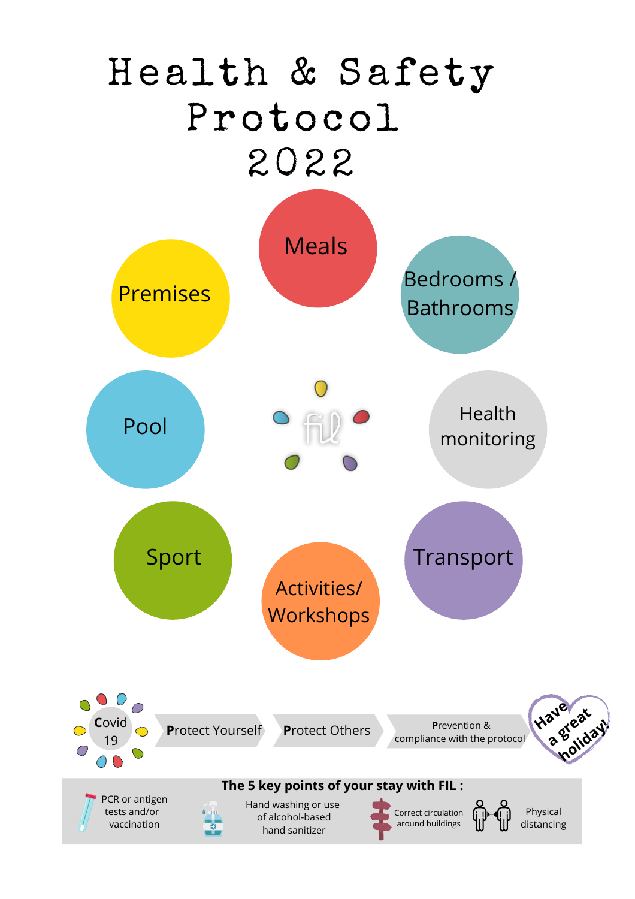# Health & Safety Protocol 2022

- Meals
- Bedrooms / Bathrooms
- Health monitoring
- Transport
- Activities/ Workshops
- Sport
- Pool
- Premises

fil

Covid 19

**P**rotect Yourself

**P**rotect Others

**P**revention & compliance with the protocol

Have a great holiday!

**The 5 key points of your stay with FIL :**

- PCR or antigen tests and/or vaccination
- Hand washing or use of alcohol-based hand sanitizer
- Correct circulation around buildings
- Physical distancing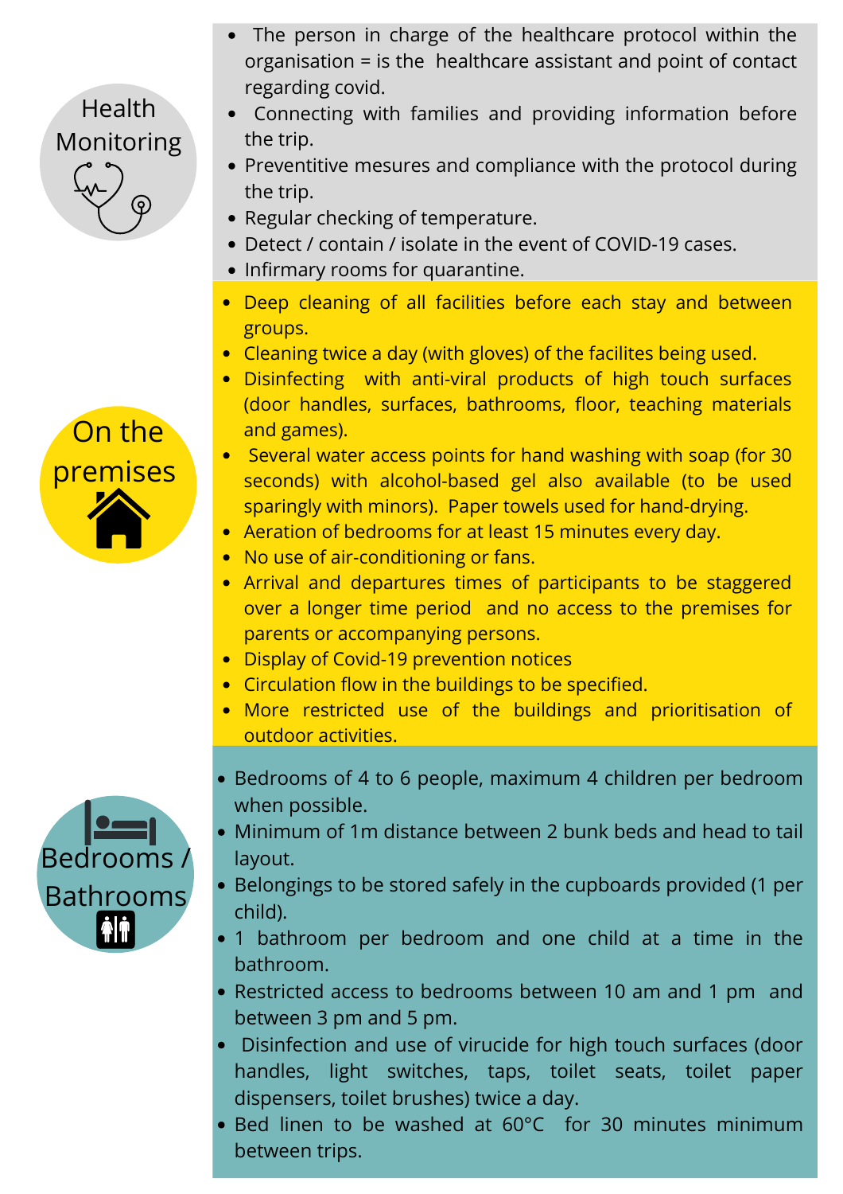## Health Monitoring

- The person in charge of the healthcare protocol within the organisation = is the healthcare assistant and point of contact regarding covid.
- Connecting with families and providing information before the trip.
- Preventitive mesures and compliance with the protocol during the trip.
- Regular checking of temperature.
- Detect / contain / isolate in the event of COVID-19 cases.
- Infirmary rooms for quarantine.

## On the premises

- Deep cleaning of all facilities before each stay and between groups.
- Cleaning twice a day (with gloves) of the facilites being used.
- Disinfecting with anti-viral products of high touch surfaces (door handles, surfaces, bathrooms, floor, teaching materials and games).
- Several water access points for hand washing with soap (for 30 seconds) with alcohol-based gel also available (to be used sparingly with minors). Paper towels used for hand-drying.
- Aeration of bedrooms for at least 15 minutes every day.
- No use of air-conditioning or fans.
- Arrival and departures times of participants to be staggered over a longer time period and no access to the premises for parents or accompanying persons.
- Display of Covid-19 prevention notices
- Circulation flow in the buildings to be specified.
- More restricted use of the buildings and prioritisation of outdoor activities.

## Bedrooms / Bathrooms

- Bedrooms of 4 to 6 people, maximum 4 children per bedroom when possible.
- Minimum of 1m distance between 2 bunk beds and head to tail layout.
- Belongings to be stored safely in the cupboards provided (1 per child).
- 1 bathroom per bedroom and one child at a time in the bathroom.
- Restricted access to bedrooms between 10 am and 1 pm and between 3 pm and 5 pm.
- Disinfection and use of virucide for high touch surfaces (door handles, light switches, taps, toilet seats, toilet paper dispensers, toilet brushes) twice a day.
- Bed linen to be washed at 60°C for 30 minutes minimum between trips.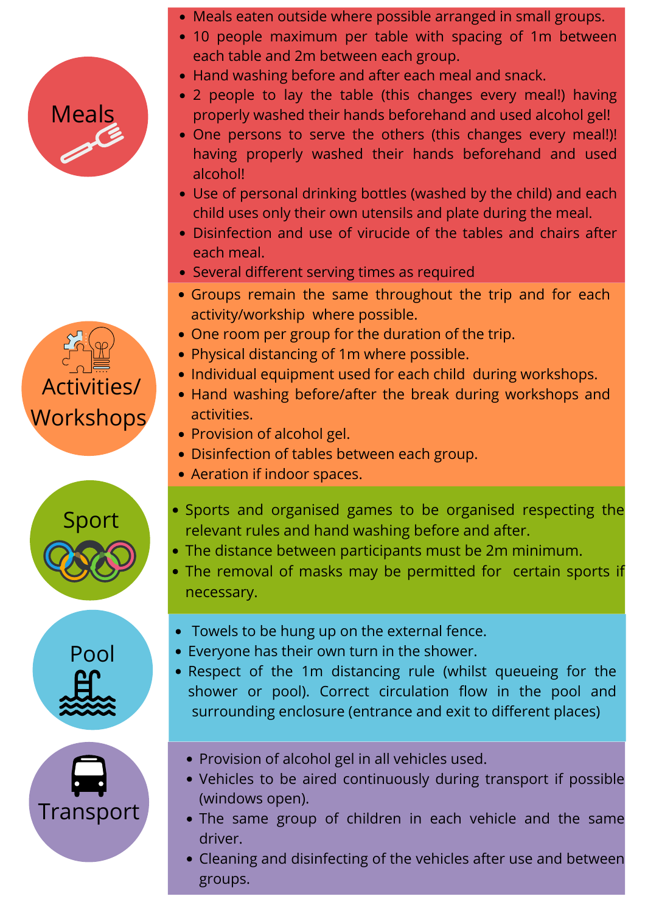## Meals

- Meals eaten outside where possible arranged in small groups.
- 10 people maximum per table with spacing of 1m between each table and 2m between each group.
- Hand washing before and after each meal and snack.
- 2 people to lay the table (this changes every meal!) having properly washed their hands beforehand and used alcohol gel!
- One persons to serve the others (this changes every meal!)! having properly washed their hands beforehand and used alcohol!
- Use of personal drinking bottles (washed by the child) and each child uses only their own utensils and plate during the meal.
- Disinfection and use of virucide of the tables and chairs after each meal.
- Several different serving times as required

## Activities/ Workshops

- Groups remain the same throughout the trip and for each activity/workship where possible.
- One room per group for the duration of the trip.
- Physical distancing of 1m where possible.
- Individual equipment used for each child during workshops.
- Hand washing before/after the break during workshops and activities.
- Provision of alcohol gel.
- Disinfection of tables between each group.
- Aeration if indoor spaces.

## Sport

- Sports and organised games to be organised respecting the relevant rules and hand washing before and after.
- The distance between participants must be 2m minimum.
- The removal of masks may be permitted for certain sports if necessary.

## Pool

- Towels to be hung up on the external fence.
- Everyone has their own turn in the shower.
- Respect of the 1m distancing rule (whilst queueing for the shower or pool). Correct circulation flow in the pool and surrounding enclosure (entrance and exit to different places)

## Transport

- Provision of alcohol gel in all vehicles used.
- Vehicles to be aired continuously during transport if possible (windows open).
- The same group of children in each vehicle and the same driver.
- Cleaning and disinfecting of the vehicles after use and between groups.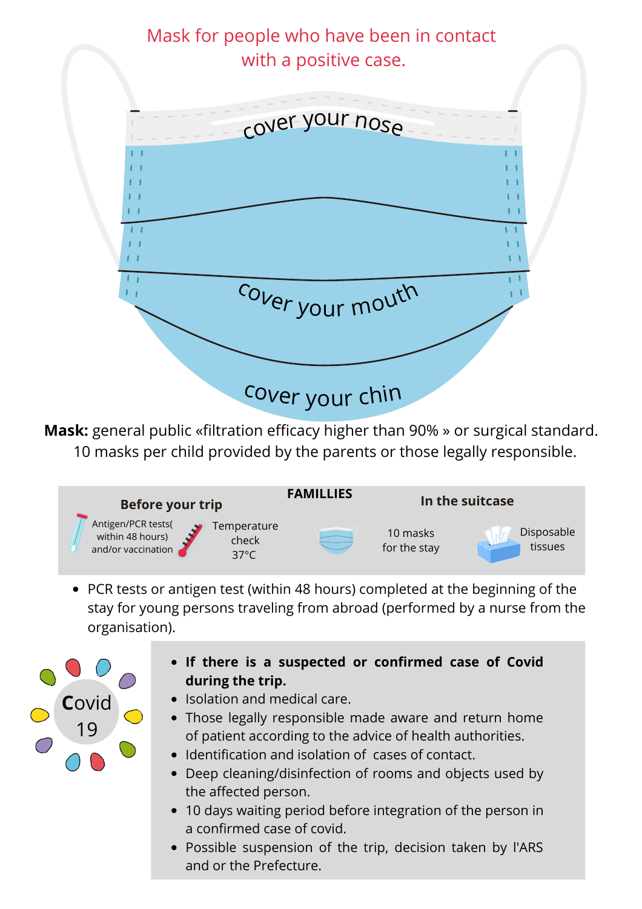Mask for people who have been in contact with a positive case.

cover your nose

cover your mouth

cover your chin

**Mask:** general public «filtration efficacy higher than 90% » or surgical standard. 10 masks per child provided by the parents or those legally responsible.

**FAMILLIES**

**Before your trip**

Antigen/PCR tests( within 48 hours) and/or vaccination

Temperature check 37°C

**In the suitcase**

10 masks for the stay

Disposable tissues

- PCR tests or antigen test (within 48 hours) completed at the beginning of the stay for young persons traveling from abroad (performed by a nurse from the organisation).

Covid 19

- **If there is a suspected or confirmed case of Covid during the trip.**
- Isolation and medical care.
- Those legally responsible made aware and return home of patient according to the advice of health authorities.
- Identification and isolation of cases of contact.
- Deep cleaning/disinfection of rooms and objects used by the affected person.
- 10 days waiting period before integration of the person in a confirmed case of covid.
- Possible suspension of the trip, decision taken by l'ARS and or the Prefecture.